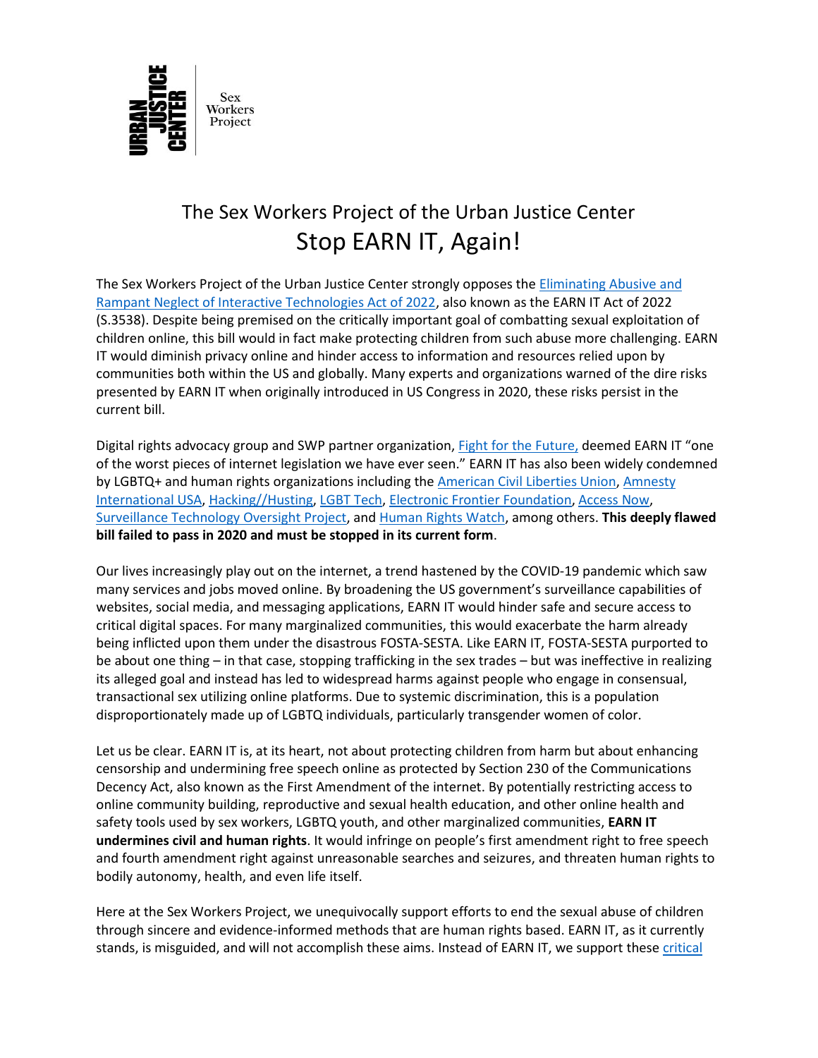The Sex Workers Project of the Urban Justice Center

# Stop EARN IT, Again!

The Sex Workers Project of the Urban Justice Center strongly opposes the Eliminating Abusive and Rampant Neglect of Interactive Technologies Act of 2022, also known as the EARN IT Act of 2022 (S.3538). Despite being premised on the critically important goal of combatting sexual exploitation of children online, this bill would in fact make protecting children from such abuse more challenging. EARN IT would diminish privacy online and hinder access to information and resources relied upon by communities both within the US and globally. Many experts and organizations warned of the dire risks presented by EARN IT when originally introduced in US Congress in 2020, these risks persist in the current bill.

Digital rights advocacy group and SWP partner organization, Fight for the Future, deemed EARN IT "one of the worst pieces of internet legislation we have ever seen." EARN IT has also been widely condemned by LGBTQ+ and human rights organizations including the American Civil Liberties Union, Amnesty International USA, Hacking//Husting, LGBT Tech, Electronic Frontier Foundation, Access Now, Surveillance Technology Oversight Project, and Human Rights Watch, among others. **This deeply flawed bill failed to pass in 2020 and must be stopped in its current form**.

Our lives increasingly play out on the internet, a trend hastened by the COVID-19 pandemic which saw many services and jobs moved online. By broadening the US government's surveillance capabilities of websites, social media, and messaging applications, EARN IT would hinder safe and secure access to critical digital spaces. For many marginalized communities, this would exacerbate the harm already being inflicted upon them under the disastrous FOSTA-SESTA. Like EARN IT, FOSTA-SESTA purported to be about one thing – in that case, stopping trafficking in the sex trades – but was ineffective in realizing its alleged goal and instead has led to widespread harms against people who engage in consensual, transactional sex utilizing online platforms. Due to systemic discrimination, this is a population disproportionately made up of LGBTQ individuals, particularly transgender women of color.

Let us be clear. EARN IT is, at its heart, not about protecting children from harm but about enhancing censorship and undermining free speech online as protected by Section 230 of the Communications Decency Act, also known as the First Amendment of the internet. By potentially restricting access to online community building, reproductive and sexual health education, and other online health and safety tools used by sex workers, LGBTQ youth, and other marginalized communities, **EARN IT undermines civil and human rights**. It would infringe on people's first amendment right to free speech and fourth amendment right against unreasonable searches and seizures, and threaten human rights to bodily autonomy, health, and even life itself.

Here at the Sex Workers Project, we unequivocally support efforts to end the sexual abuse of children through sincere and evidence-informed methods that are human rights based. EARN IT, as it currently stands, is misguided, and will not accomplish these aims. Instead of EARN IT, we support these critical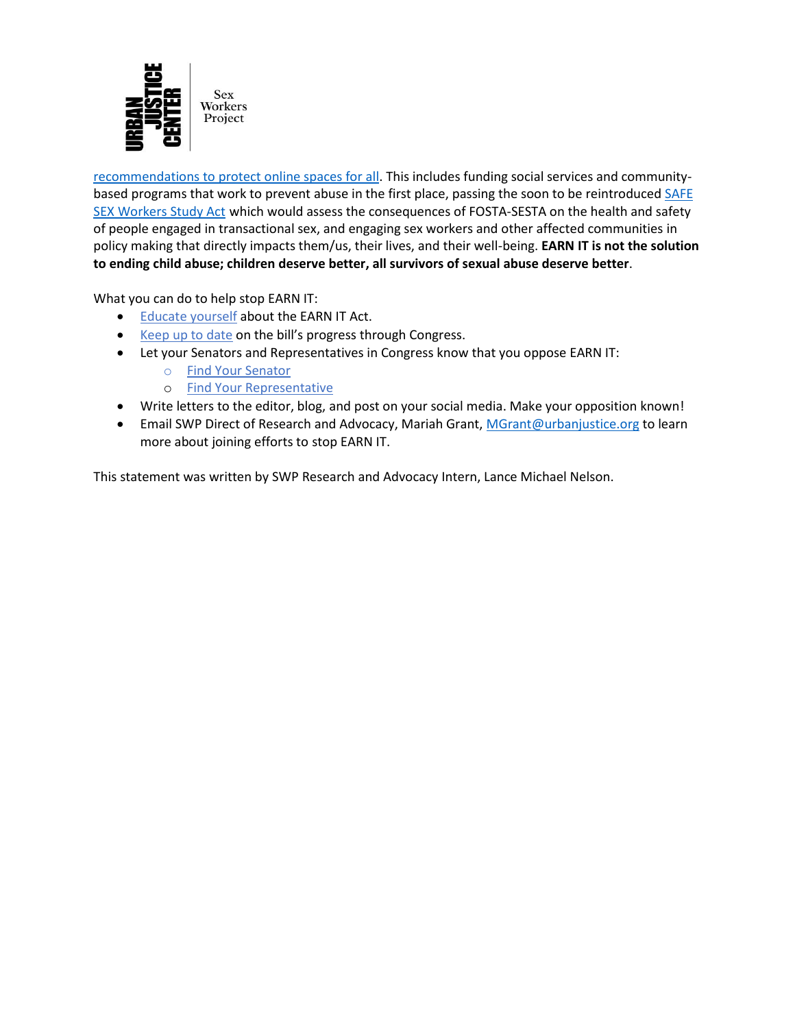recommendations to protect online spaces for all. This includes funding social services and community-based programs that work to prevent abuse in the first place, passing the soon to be reintroduced SAFE SEX Workers Study Act which would assess the consequences of FOSTA-SESTA on the health and safety of people engaged in transactional sex, and engaging sex workers and other affected communities in policy making that directly impacts them/us, their lives, and their well-being. **EARN IT is not the solution to ending child abuse; children deserve better, all survivors of sexual abuse deserve better**.

What you can do to help stop EARN IT:

- Educate yourself about the EARN IT Act.
- Keep up to date on the bill's progress through Congress.
- Let your Senators and Representatives in Congress know that you oppose EARN IT:
  - Find Your Senator
  - Find Your Representative
- Write letters to the editor, blog, and post on your social media. Make your opposition known!
- Email SWP Direct of Research and Advocacy, Mariah Grant, MGrant@urbanjustice.org to learn more about joining efforts to stop EARN IT.

This statement was written by SWP Research and Advocacy Intern, Lance Michael Nelson.